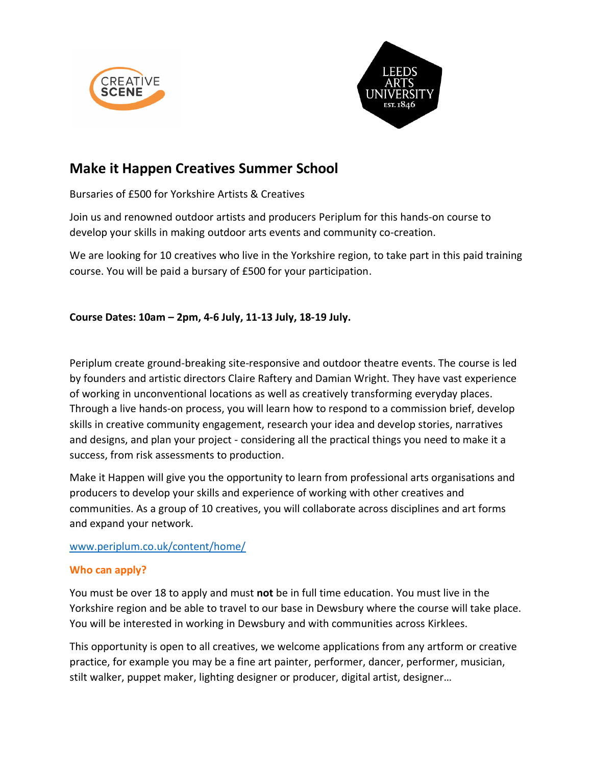# Make it Happen Creatives Summer School

Bursaries of £500 for Yorkshire Artists & Creatives

Join us and renowned outdoor artists and producers Periplum for this hands-on course to develop your skills in making outdoor arts events and community co-creation.

We are looking for 10 creatives who live in the Yorkshire region, to take part in this paid training course. You will be paid a bursary of £500 for your participation.

**Course Dates: 10am – 2pm, 4-6 July, 11-13 July, 18-19 July.**

Periplum create ground-breaking site-responsive and outdoor theatre events. The course is led by founders and artistic directors Claire Raftery and Damian Wright. They have vast experience of working in unconventional locations as well as creatively transforming everyday places. Through a live hands-on process, you will learn how to respond to a commission brief, develop skills in creative community engagement, research your idea and develop stories, narratives and designs, and plan your project - considering all the practical things you need to make it a success, from risk assessments to production.

Make it Happen will give you the opportunity to learn from professional arts organisations and producers to develop your skills and experience of working with other creatives and communities. As a group of 10 creatives, you will collaborate across disciplines and art forms and expand your network.

[www.periplum.co.uk/content/home/](http://www.periplum.co.uk/content/home/)

## Who can apply?

You must be over 18 to apply and must **not** be in full time education. You must live in the Yorkshire region and be able to travel to our base in Dewsbury where the course will take place. You will be interested in working in Dewsbury and with communities across Kirklees.

This opportunity is open to all creatives, we welcome applications from any artform or creative practice, for example you may be a fine art painter, performer, dancer, performer, musician, stilt walker, puppet maker, lighting designer or producer, digital artist, designer…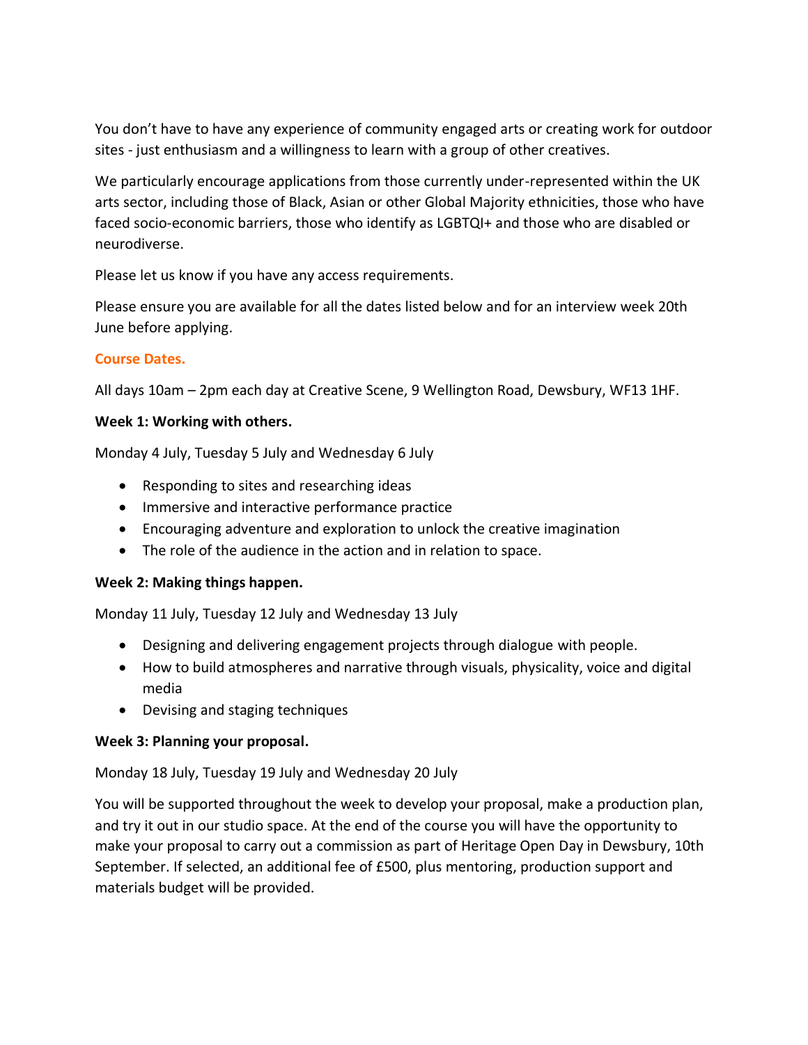You don't have to have any experience of community engaged arts or creating work for outdoor sites - just enthusiasm and a willingness to learn with a group of other creatives.

We particularly encourage applications from those currently under-represented within the UK arts sector, including those of Black, Asian or other Global Majority ethnicities, those who have faced socio-economic barriers, those who identify as LGBTQI+ and those who are disabled or neurodiverse.

Please let us know if you have any access requirements.

Please ensure you are available for all the dates listed below and for an interview week 20th June before applying.

## Course Dates.

All days 10am – 2pm each day at Creative Scene, 9 Wellington Road, Dewsbury, WF13 1HF.

**Week 1: Working with others.**

Monday 4 July, Tuesday 5 July and Wednesday 6 July

- Responding to sites and researching ideas
- Immersive and interactive performance practice
- Encouraging adventure and exploration to unlock the creative imagination
- The role of the audience in the action and in relation to space.

**Week 2: Making things happen.**

Monday 11 July, Tuesday 12 July and Wednesday 13 July

- Designing and delivering engagement projects through dialogue with people.
- How to build atmospheres and narrative through visuals, physicality, voice and digital media
- Devising and staging techniques

**Week 3: Planning your proposal.**

Monday 18 July, Tuesday 19 July and Wednesday 20 July

You will be supported throughout the week to develop your proposal, make a production plan, and try it out in our studio space. At the end of the course you will have the opportunity to make your proposal to carry out a commission as part of Heritage Open Day in Dewsbury, 10th September. If selected, an additional fee of £500, plus mentoring, production support and materials budget will be provided.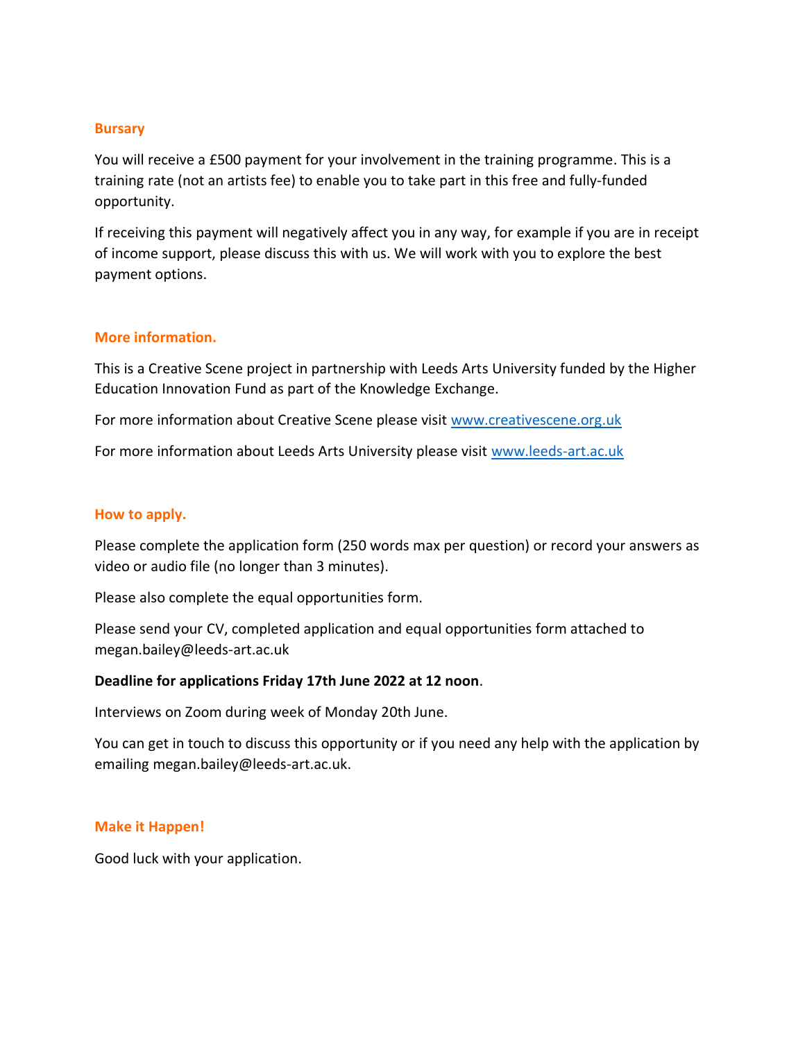## Bursary

You will receive a £500 payment for your involvement in the training programme. This is a training rate (not an artists fee) to enable you to take part in this free and fully-funded opportunity.

If receiving this payment will negatively affect you in any way, for example if you are in receipt of income support, please discuss this with us. We will work with you to explore the best payment options.

## More information.

This is a Creative Scene project in partnership with Leeds Arts University funded by the Higher Education Innovation Fund as part of the Knowledge Exchange.

For more information about Creative Scene please visit [www.creativescene.org.uk](http://www.creativescene.org.uk)

For more information about Leeds Arts University please visit [www.leeds-art.ac.uk](http://www.leeds-art.ac.uk)

## How to apply.

Please complete the application form (250 words max per question) or record your answers as video or audio file (no longer than 3 minutes).

Please also complete the equal opportunities form.

Please send your CV, completed application and equal opportunities form attached to megan.bailey@leeds-art.ac.uk

**Deadline for applications Friday 17th June 2022 at 12 noon**.

Interviews on Zoom during week of Monday 20th June.

You can get in touch to discuss this opportunity or if you need any help with the application by emailing megan.bailey@leeds-art.ac.uk.

## Make it Happen!

Good luck with your application.